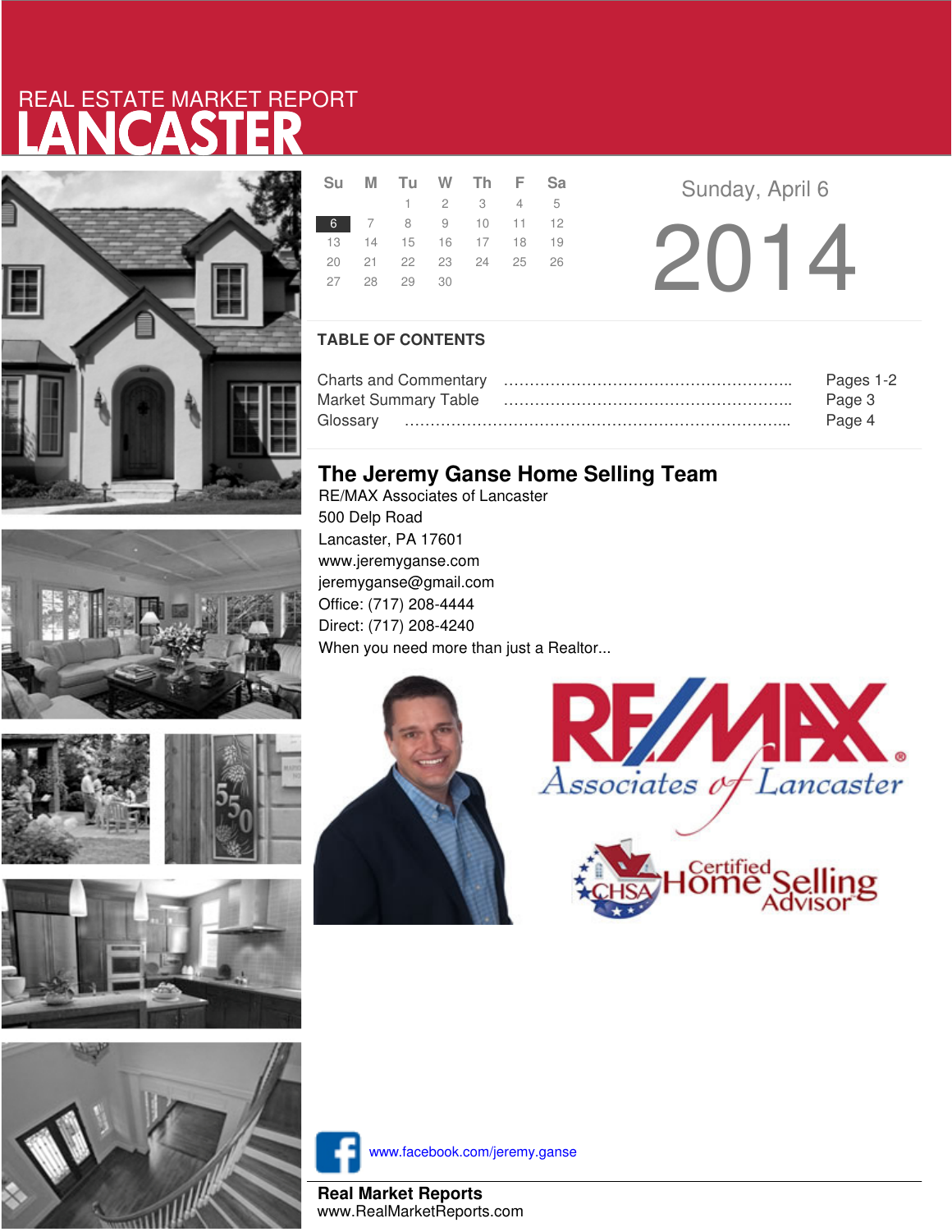# REAL ESTATE MARKET REPORT
# LANCASTER

| Su | M | Tu | W | Th | F | Sa |
|---|---|---|---|---|---|---|
| | | 1 | 2 | 3 | 4 | 5 |
| 6 | 7 | 8 | 9 | 10 | 11 | 12 |
| 13 | 14 | 15 | 16 | 17 | 18 | 19 |
| 20 | 21 | 22 | 23 | 24 | 25 | 26 |
| 27 | 28 | 29 | 30 | | | |

Sunday, April 6

2014

## TABLE OF CONTENTS

Charts and Commentary ………………………………………………….. Pages 1-2
Market Summary Table ………………………………………………….. Page 3
Glossary ……………………………………………………………………... Page 4

## The Jeremy Ganse Home Selling Team

RE/MAX Associates of Lancaster
500 Delp Road
Lancaster, PA 17601
www.jeremyganse.com
jeremyganse@gmail.com
Office: (717) 208-4444
Direct: (717) 208-4240
When you need more than just a Realtor...

RE/MAX Associates of Lancaster

CHSA Certified Home Selling Advisor

www.facebook.com/jeremy.ganse

**Real Market Reports**
www.RealMarketReports.com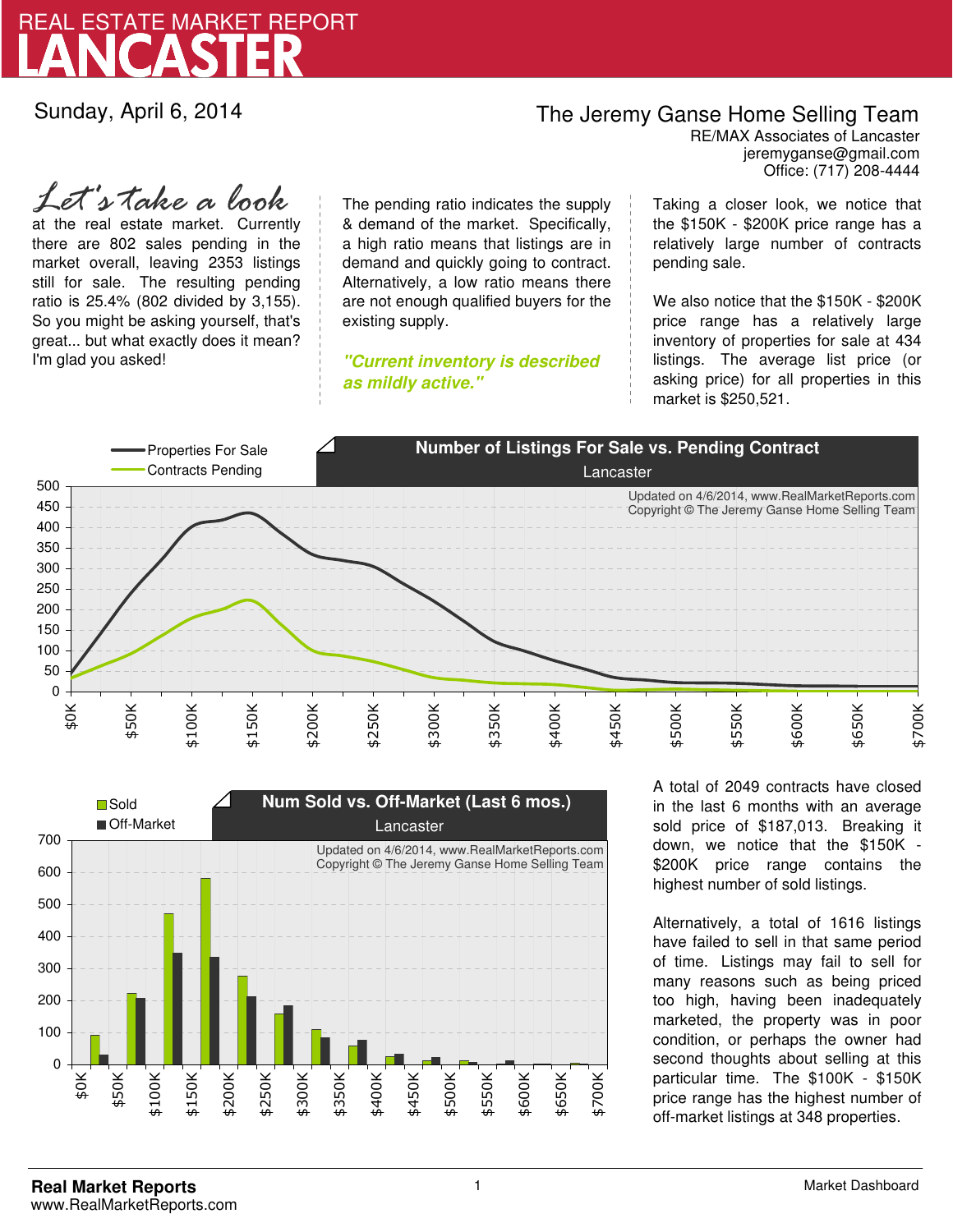# REAL ESTATE MARKET REPORT
# LANCASTER

Sunday, April 6, 2014

**The Jeremy Ganse Home Selling Team**
RE/MAX Associates of Lancaster
jeremyganse@gmail.com
Office: (717) 208-4444

*Let's take a look* at the real estate market. Currently there are 802 sales pending in the market overall, leaving 2353 listings still for sale. The resulting pending ratio is 25.4% (802 divided by 3,155). So you might be asking yourself, that's great... but what exactly does it mean? I'm glad you asked!

The pending ratio indicates the supply & demand of the market. Specifically, a high ratio means that listings are in demand and quickly going to contract. Alternatively, a low ratio means there are not enough qualified buyers for the existing supply.

***"Current inventory is described as mildly active."***

Taking a closer look, we notice that the $150K - $200K price range has a relatively large number of contracts pending sale.

We also notice that the $150K - $200K price range has a relatively large inventory of properties for sale at 434 listings. The average list price (or asking price) for all properties in this market is $250,521.

**Number of Listings For Sale vs. Pending Contract**
Lancaster

Updated on 4/6/2014, www.RealMarketReports.com
Copyright © The Jeremy Ganse Home Selling Team

**Num Sold vs. Off-Market (Last 6 mos.)**
Lancaster

Updated on 4/6/2014, www.RealMarketReports.com
Copyright © The Jeremy Ganse Home Selling Team

A total of 2049 contracts have closed in the last 6 months with an average sold price of $187,013. Breaking it down, we notice that the $150K - $200K price range contains the highest number of sold listings.

Alternatively, a total of 1616 listings have failed to sell in that same period of time. Listings may fail to sell for many reasons such as being priced too high, having been inadequately marketed, the property was in poor condition, or perhaps the owner had second thoughts about selling at this particular time. The $100K - $150K price range has the highest number of off-market listings at 348 properties.

**Real Market Reports**
www.RealMarketReports.com

Market Dashboard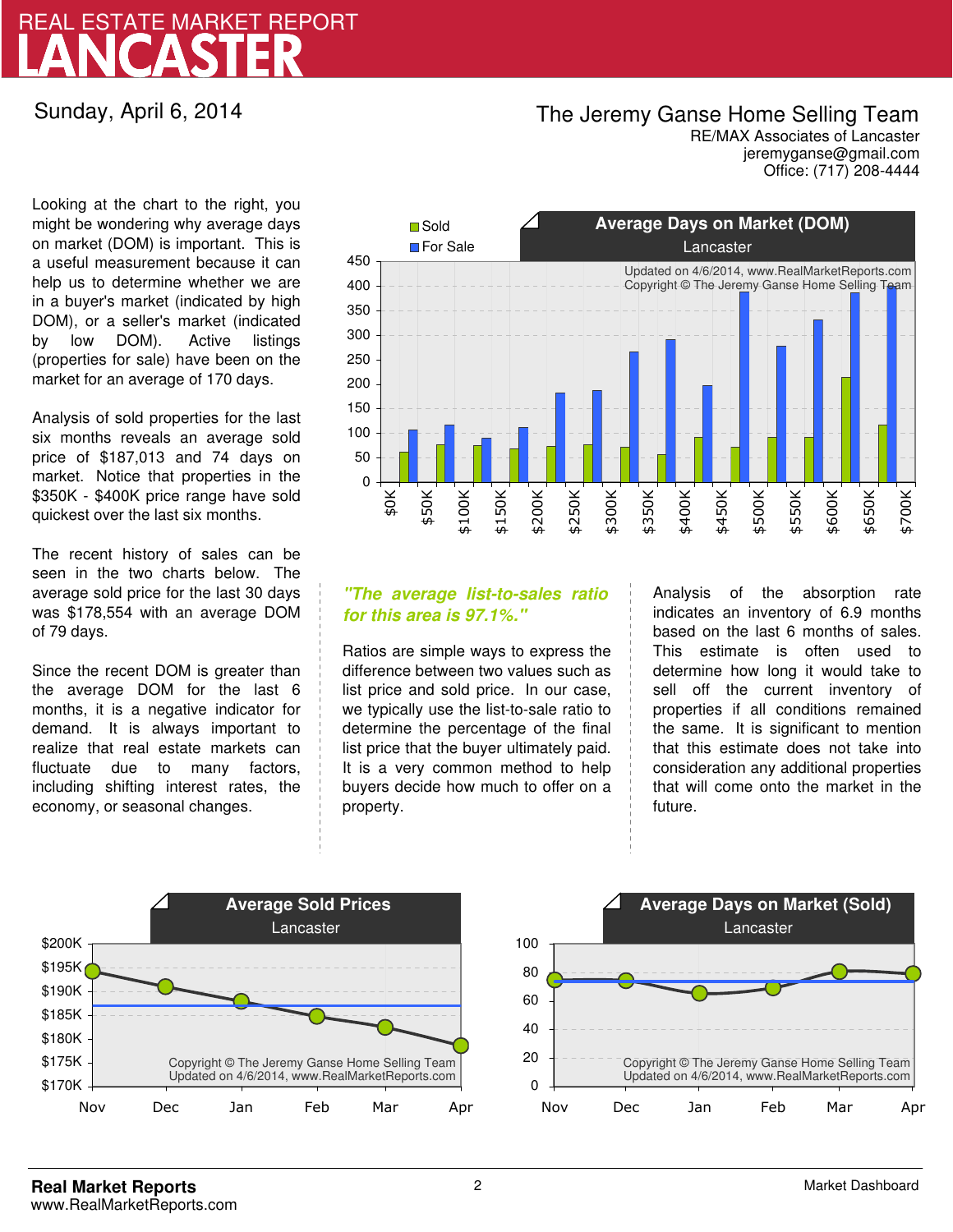# REAL ESTATE MARKET REPORT
# LANCASTER

Sunday, April 6, 2014

**The Jeremy Ganse Home Selling Team**
RE/MAX Associates of Lancaster
jeremyganse@gmail.com
Office: (717) 208-4444

Looking at the chart to the right, you might be wondering why average days on market (DOM) is important. This is a useful measurement because it can help us to determine whether we are in a buyer's market (indicated by high DOM), or a seller's market (indicated by low DOM). Active listings (properties for sale) have been on the market for an average of 170 days.

Analysis of sold properties for the last six months reveals an average sold price of $187,013 and 74 days on market. Notice that properties in the $350K - $400K price range have sold quickest over the last six months.

The recent history of sales can be seen in the two charts below. The average sold price for the last 30 days was $178,554 with an average DOM of 79 days.

Since the recent DOM is greater than the average DOM for the last 6 months, it is a negative indicator for demand. It is always important to realize that real estate markets can fluctuate due to many factors, including shifting interest rates, the economy, or seasonal changes.

## Average Days on Market (DOM)
Lancaster

Updated on 4/6/2014, www.RealMarketReports.com
Copyright © The Jeremy Ganse Home Selling Team

*"The average list-to-sales ratio for this area is 97.1%."*

Ratios are simple ways to express the difference between two values such as list price and sold price. In our case, we typically use the list-to-sale ratio to determine the percentage of the final list price that the buyer ultimately paid. It is a very common method to help buyers decide how much to offer on a property.

Analysis of the absorption rate indicates an inventory of 6.9 months based on the last 6 months of sales. This estimate is often used to determine how long it would take to sell off the current inventory of properties if all conditions remained the same. It is significant to mention that this estimate does not take into consideration any additional properties that will come onto the market in the future.

## Average Sold Prices
Lancaster

Copyright © The Jeremy Ganse Home Selling Team
Updated on 4/6/2014, www.RealMarketReports.com

## Average Days on Market (Sold)
Lancaster

Copyright © The Jeremy Ganse Home Selling Team
Updated on 4/6/2014, www.RealMarketReports.com

**Real Market Reports**
www.RealMarketReports.com

Market Dashboard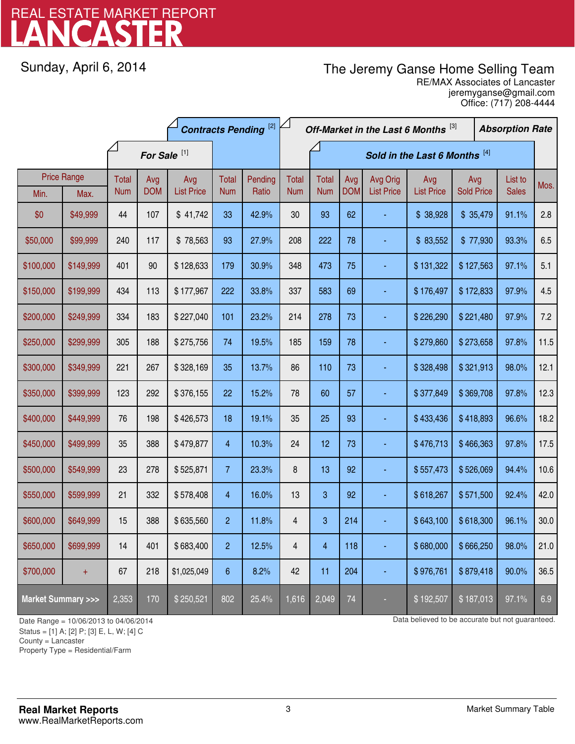# REAL ESTATE MARKET REPORT
# LANCASTER

Sunday, April 6, 2014

**The Jeremy Ganse Home Selling Team**
RE/MAX Associates of Lancaster
jeremyganse@gmail.com
Office: (717) 208-4444

| Price Range | | For Sale [1] | | | Contracts Pending [2] | | Off-Market in the Last 6 Months [3] | Sold in the Last 6 Months [4] | | | | | | Absorption Rate |
|---|---|---|---|---|---|---|---|---|---|---|---|---|---|---|
| Min. | Max. | Total Num | Avg DOM | Avg List Price | Total Num | Pending Ratio | Total Num | Total Num | Avg DOM | Avg Orig List Price | Avg List Price | Avg Sold Price | List to Sales | Mos. |
| $0 | $49,999 | 44 | 107 | $ 41,742 | 33 | 42.9% | 30 | 93 | 62 | - | $ 38,928 | $ 35,479 | 91.1% | 2.8 |
| $50,000 | $99,999 | 240 | 117 | $ 78,563 | 93 | 27.9% | 208 | 222 | 78 | - | $ 83,552 | $ 77,930 | 93.3% | 6.5 |
| $100,000 | $149,999 | 401 | 90 | $ 128,633 | 179 | 30.9% | 348 | 473 | 75 | - | $ 131,322 | $ 127,563 | 97.1% | 5.1 |
| $150,000 | $199,999 | 434 | 113 | $ 177,967 | 222 | 33.8% | 337 | 583 | 69 | - | $ 176,497 | $ 172,833 | 97.9% | 4.5 |
| $200,000 | $249,999 | 334 | 183 | $ 227,040 | 101 | 23.2% | 214 | 278 | 73 | - | $ 226,290 | $ 221,480 | 97.9% | 7.2 |
| $250,000 | $299,999 | 305 | 188 | $ 275,756 | 74 | 19.5% | 185 | 159 | 78 | - | $ 279,860 | $ 273,658 | 97.8% | 11.5 |
| $300,000 | $349,999 | 221 | 267 | $ 328,169 | 35 | 13.7% | 86 | 110 | 73 | - | $ 328,498 | $ 321,913 | 98.0% | 12.1 |
| $350,000 | $399,999 | 123 | 292 | $ 376,155 | 22 | 15.2% | 78 | 60 | 57 | - | $ 377,849 | $ 369,708 | 97.8% | 12.3 |
| $400,000 | $449,999 | 76 | 198 | $ 426,573 | 18 | 19.1% | 35 | 25 | 93 | - | $ 433,436 | $ 418,893 | 96.6% | 18.2 |
| $450,000 | $499,999 | 35 | 388 | $ 479,877 | 4 | 10.3% | 24 | 12 | 73 | - | $ 476,713 | $ 466,363 | 97.8% | 17.5 |
| $500,000 | $549,999 | 23 | 278 | $ 525,871 | 7 | 23.3% | 8 | 13 | 92 | - | $ 557,473 | $ 526,069 | 94.4% | 10.6 |
| $550,000 | $599,999 | 21 | 332 | $ 578,408 | 4 | 16.0% | 13 | 3 | 92 | - | $ 618,267 | $ 571,500 | 92.4% | 42.0 |
| $600,000 | $649,999 | 15 | 388 | $ 635,560 | 2 | 11.8% | 4 | 3 | 214 | - | $ 643,100 | $ 618,300 | 96.1% | 30.0 |
| $650,000 | $699,999 | 14 | 401 | $ 683,400 | 2 | 12.5% | 4 | 4 | 118 | - | $ 680,000 | $ 666,250 | 98.0% | 21.0 |
| $700,000 | + | 67 | 218 | $1,025,049 | 6 | 8.2% | 42 | 11 | 204 | - | $ 976,761 | $ 879,418 | 90.0% | 36.5 |
| **Market Summary >>>** | | 2,353 | 170 | $ 250,521 | 802 | 25.4% | 1,616 | 2,049 | 74 | - | $ 192,507 | $ 187,013 | 97.1% | 6.9 |

Date Range = 10/06/2013 to 04/06/2014
Status = [1] A; [2] P; [3] E, L, W; [4] C
County = Lancaster
Property Type = Residential/Farm

Data believed to be accurate but not guaranteed.

**Real Market Reports**
www.RealMarketReports.com

Market Summary Table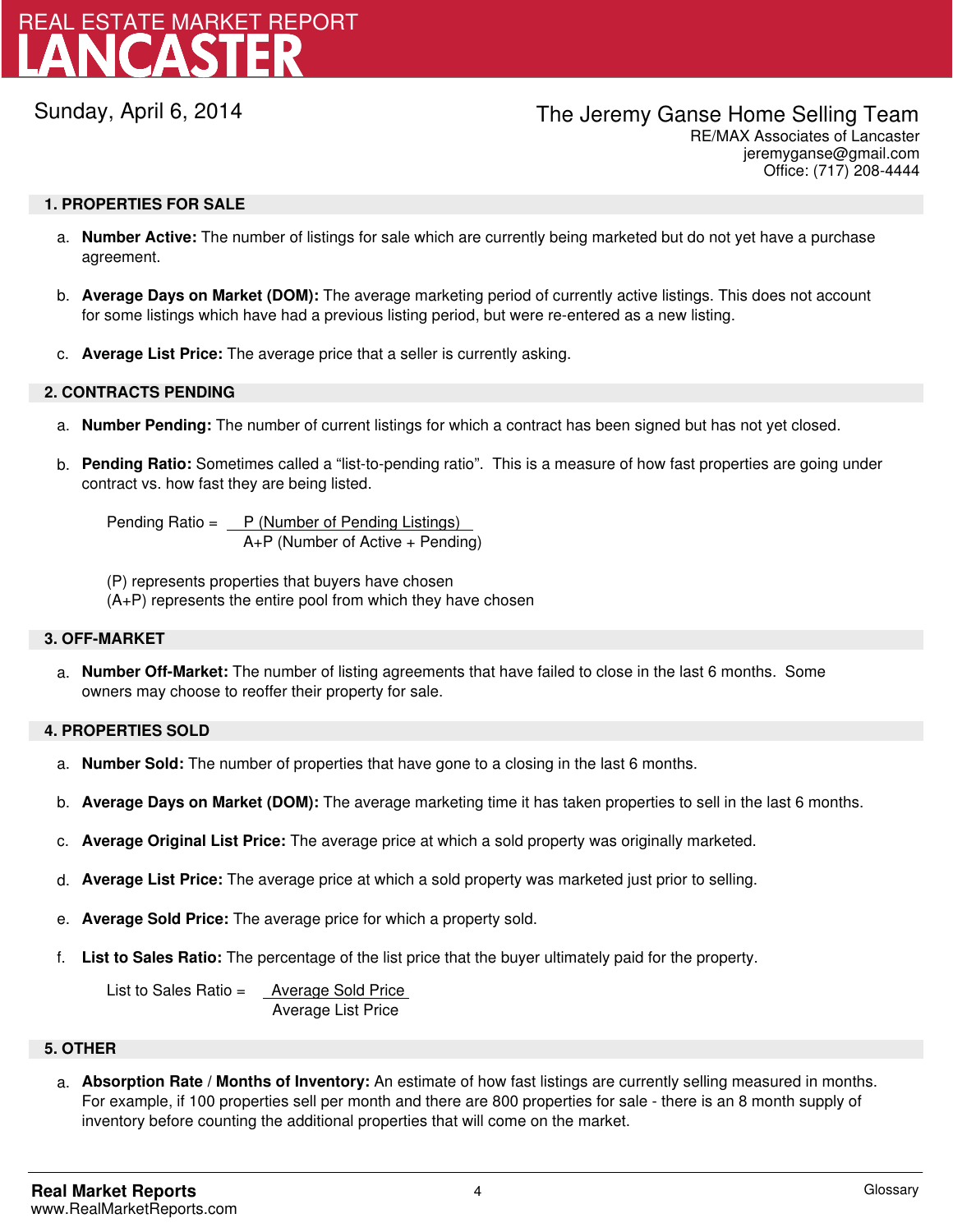# LANCASTER REAL ESTATE MARKET REPORT

Sunday, April 6, 2014

**The Jeremy Ganse Home Selling Team**
RE/MAX Associates of Lancaster
jeremyganse@gmail.com
Office: (717) 208-4444

## 1. PROPERTIES FOR SALE

a. **Number Active:** The number of listings for sale which are currently being marketed but do not yet have a purchase agreement.

b. **Average Days on Market (DOM):** The average marketing period of currently active listings. This does not account for some listings which have had a previous listing period, but were re-entered as a new listing.

c. **Average List Price:** The average price that a seller is currently asking.

## 2. CONTRACTS PENDING

a. **Number Pending:** The number of current listings for which a contract has been signed but has not yet closed.

b. **Pending Ratio:** Sometimes called a "list-to-pending ratio". This is a measure of how fast properties are going under contract vs. how fast they are being listed.

$$\text{Pending Ratio} = \frac{\text{P (Number of Pending Listings)}}{\text{A+P (Number of Active + Pending)}}$$

(P) represents properties that buyers have chosen
(A+P) represents the entire pool from which they have chosen

## 3. OFF-MARKET

a. **Number Off-Market:** The number of listing agreements that have failed to close in the last 6 months. Some owners may choose to reoffer their property for sale.

## 4. PROPERTIES SOLD

a. **Number Sold:** The number of properties that have gone to a closing in the last 6 months.

b. **Average Days on Market (DOM):** The average marketing time it has taken properties to sell in the last 6 months.

c. **Average Original List Price:** The average price at which a sold property was originally marketed.

d. **Average List Price:** The average price at which a sold property was marketed just prior to selling.

e. **Average Sold Price:** The average price for which a property sold.

f. **List to Sales Ratio:** The percentage of the list price that the buyer ultimately paid for the property.

$$\text{List to Sales Ratio} = \frac{\text{Average Sold Price}}{\text{Average List Price}}$$

## 5. OTHER

a. **Absorption Rate / Months of Inventory:** An estimate of how fast listings are currently selling measured in months. For example, if 100 properties sell per month and there are 800 properties for sale - there is an 8 month supply of inventory before counting the additional properties that will come on the market.

**Real Market Reports**
www.RealMarketReports.com

Glossary